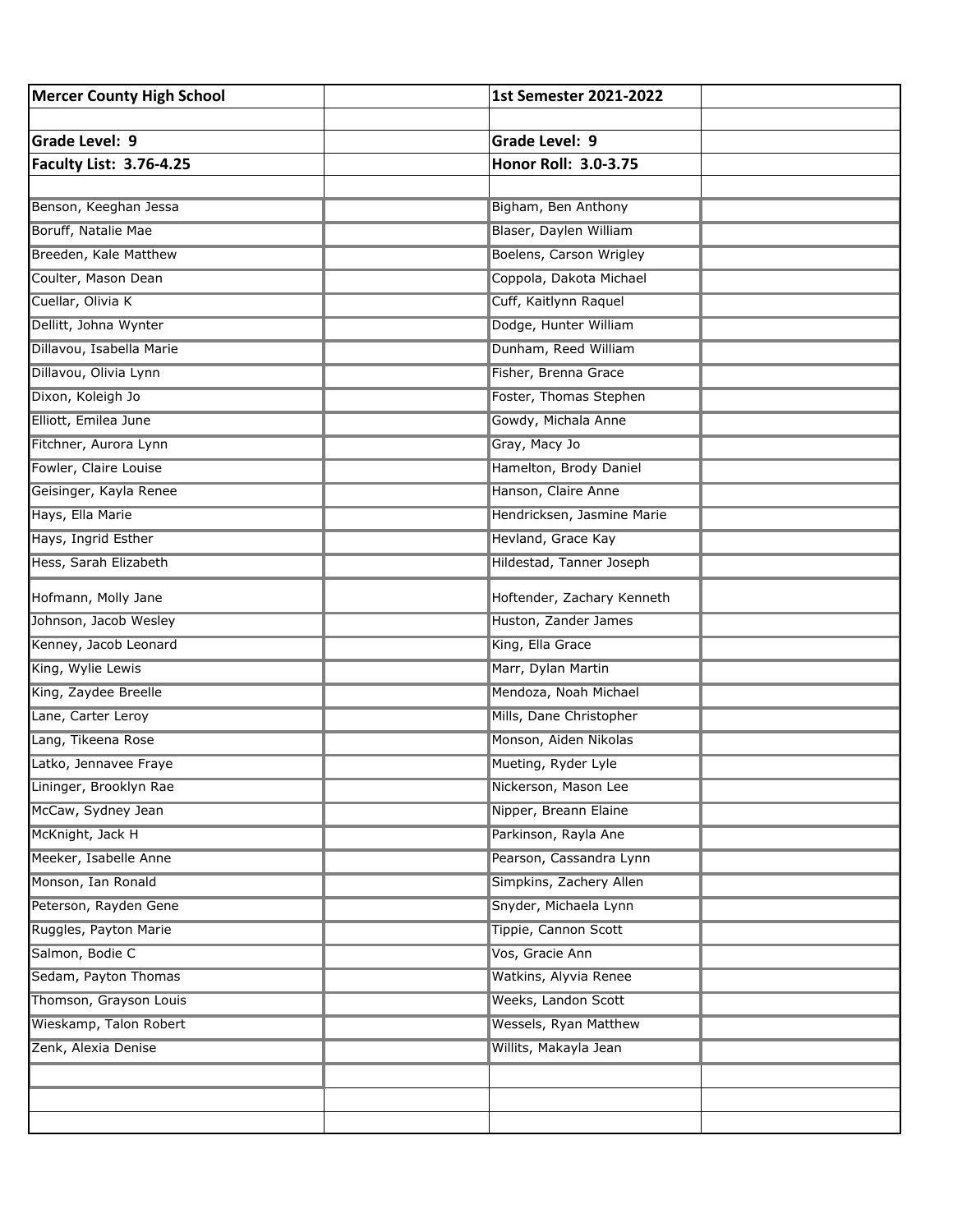| Mercer County High School | | 1st Semester 2021-2022 | |
|---|---|---|---|
| | | | |
| **Grade Level: 9** | | **Grade Level: 9** | |
| **Faculty List: 3.76-4.25** | | **Honor Roll: 3.0-3.75** | |
| | | | |
| Benson, Keeghan Jessa | | Bigham, Ben Anthony | |
| Boruff, Natalie Mae | | Blaser, Daylen William | |
| Breeden, Kale Matthew | | Boelens, Carson Wrigley | |
| Coulter, Mason Dean | | Coppola, Dakota Michael | |
| Cuellar, Olivia K | | Cuff, Kaitlynn Raquel | |
| Dellitt, Johna Wynter | | Dodge, Hunter William | |
| Dillavou, Isabella Marie | | Dunham, Reed William | |
| Dillavou, Olivia Lynn | | Fisher, Brenna Grace | |
| Dixon, Koleigh Jo | | Foster, Thomas Stephen | |
| Elliott, Emilea June | | Gowdy, Michala Anne | |
| Fitchner, Aurora Lynn | | Gray, Macy Jo | |
| Fowler, Claire Louise | | Hamelton, Brody Daniel | |
| Geisinger, Kayla Renee | | Hanson, Claire Anne | |
| Hays, Ella Marie | | Hendricksen, Jasmine Marie | |
| Hays, Ingrid Esther | | Hevland, Grace Kay | |
| Hess, Sarah Elizabeth | | Hildestad, Tanner Joseph | |
| Hofmann, Molly Jane | | Hoftender, Zachary Kenneth | |
| Johnson, Jacob Wesley | | Huston, Zander James | |
| Kenney, Jacob Leonard | | King, Ella Grace | |
| King, Wylie Lewis | | Marr, Dylan Martin | |
| King, Zaydee Breelle | | Mendoza, Noah Michael | |
| Lane, Carter Leroy | | Mills, Dane Christopher | |
| Lang, Tikeena Rose | | Monson, Aiden Nikolas | |
| Latko, Jennavee Fraye | | Mueting, Ryder Lyle | |
| Lininger, Brooklyn Rae | | Nickerson, Mason Lee | |
| McCaw, Sydney Jean | | Nipper, Breann Elaine | |
| McKnight, Jack H | | Parkinson, Rayla Ane | |
| Meeker, Isabelle Anne | | Pearson, Cassandra Lynn | |
| Monson, Ian Ronald | | Simpkins, Zachery Allen | |
| Peterson, Rayden Gene | | Snyder, Michaela Lynn | |
| Ruggles, Payton Marie | | Tippie, Cannon Scott | |
| Salmon, Bodie C | | Vos, Gracie Ann | |
| Sedam, Payton Thomas | | Watkins, Alyvia Renee | |
| Thomson, Grayson Louis | | Weeks, Landon Scott | |
| Wieskamp, Talon Robert | | Wessels, Ryan Matthew | |
| Zenk, Alexia Denise | | Willits, Makayla Jean | |
| | | | |
| | | | |
| | | | |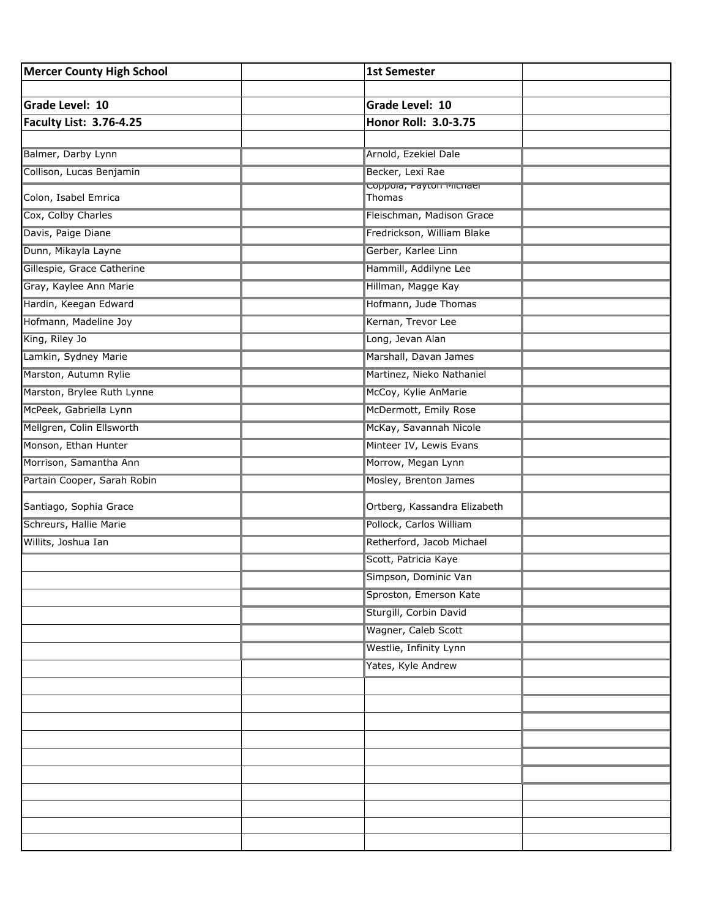| Mercer County High School | | 1st Semester | |
|---|---|---|---|
| | | | |
| **Grade Level: 10** | | **Grade Level: 10** | |
| **Faculty List: 3.76-4.25** | | **Honor Roll: 3.0-3.75** | |
| | | | |
| Balmer, Darby Lynn | | Arnold, Ezekiel Dale | |
| Collison, Lucas Benjamin | | Becker, Lexi Rae | |
| Colon, Isabel Emrica | | Coppola, Payton Michael Thomas | |
| Cox, Colby Charles | | Fleischman, Madison Grace | |
| Davis, Paige Diane | | Fredrickson, William Blake | |
| Dunn, Mikayla Layne | | Gerber, Karlee Linn | |
| Gillespie, Grace Catherine | | Hammill, Addilyne Lee | |
| Gray, Kaylee Ann Marie | | Hillman, Magge Kay | |
| Hardin, Keegan Edward | | Hofmann, Jude Thomas | |
| Hofmann, Madeline Joy | | Kernan, Trevor Lee | |
| King, Riley Jo | | Long, Jevan Alan | |
| Lamkin, Sydney Marie | | Marshall, Davan James | |
| Marston, Autumn Rylie | | Martinez, Nieko Nathaniel | |
| Marston, Brylee Ruth Lynne | | McCoy, Kylie AnMarie | |
| McPeek, Gabriella Lynn | | McDermott, Emily Rose | |
| Mellgren, Colin Ellsworth | | McKay, Savannah Nicole | |
| Monson, Ethan Hunter | | Minteer IV, Lewis Evans | |
| Morrison, Samantha Ann | | Morrow, Megan Lynn | |
| Partain Cooper, Sarah Robin | | Mosley, Brenton James | |
| Santiago, Sophia Grace | | Ortberg, Kassandra Elizabeth | |
| Schreurs, Hallie Marie | | Pollock, Carlos William | |
| Willits, Joshua Ian | | Retherford, Jacob Michael | |
| | | Scott, Patricia Kaye | |
| | | Simpson, Dominic Van | |
| | | Sproston, Emerson Kate | |
| | | Sturgill, Corbin David | |
| | | Wagner, Caleb Scott | |
| | | Westlie, Infinity Lynn | |
| | | Yates, Kyle Andrew | |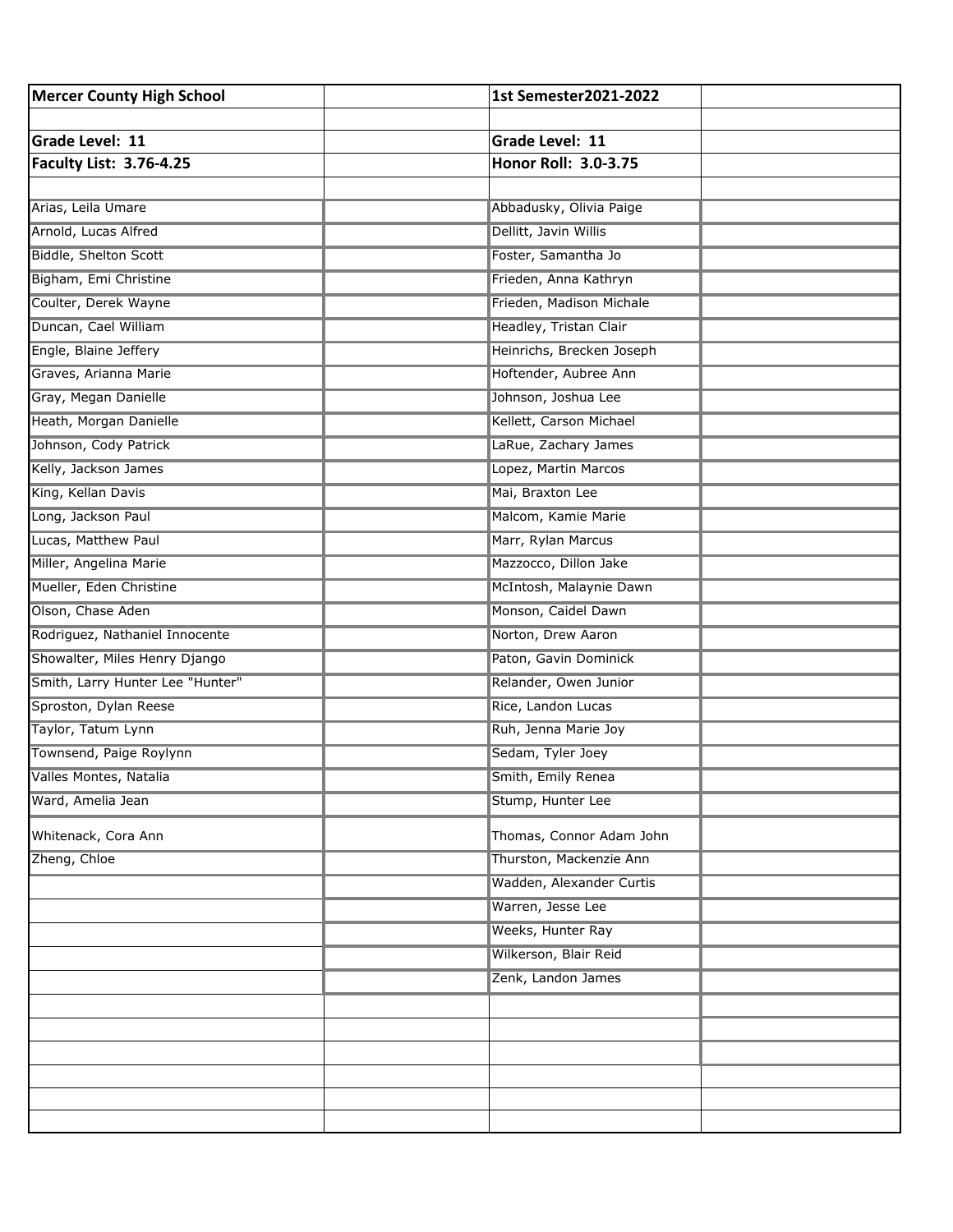| Mercer County High School | | 1st Semester2021-2022 | |
|---|---|---|---|
| | | | |
| **Grade Level: 11** | | **Grade Level: 11** | |
| **Faculty List: 3.76-4.25** | | **Honor Roll: 3.0-3.75** | |
| | | | |
| Arias, Leila Umare | | Abbadusky, Olivia Paige | |
| Arnold, Lucas Alfred | | Dellitt, Javin Willis | |
| Biddle, Shelton Scott | | Foster, Samantha Jo | |
| Bigham, Emi Christine | | Frieden, Anna Kathryn | |
| Coulter, Derek Wayne | | Frieden, Madison Michale | |
| Duncan, Cael William | | Headley, Tristan Clair | |
| Engle, Blaine Jeffery | | Heinrichs, Brecken Joseph | |
| Graves, Arianna Marie | | Hoftender, Aubree Ann | |
| Gray, Megan Danielle | | Johnson, Joshua Lee | |
| Heath, Morgan Danielle | | Kellett, Carson Michael | |
| Johnson, Cody Patrick | | LaRue, Zachary James | |
| Kelly, Jackson James | | Lopez, Martin Marcos | |
| King, Kellan Davis | | Mai, Braxton Lee | |
| Long, Jackson Paul | | Malcom, Kamie Marie | |
| Lucas, Matthew Paul | | Marr, Rylan Marcus | |
| Miller, Angelina Marie | | Mazzocco, Dillon Jake | |
| Mueller, Eden Christine | | McIntosh, Malaynie Dawn | |
| Olson, Chase Aden | | Monson, Caidel Dawn | |
| Rodriguez, Nathaniel Innocente | | Norton, Drew Aaron | |
| Showalter, Miles Henry Django | | Paton, Gavin Dominick | |
| Smith, Larry Hunter Lee "Hunter" | | Relander, Owen Junior | |
| Sproston, Dylan Reese | | Rice, Landon Lucas | |
| Taylor, Tatum Lynn | | Ruh, Jenna Marie Joy | |
| Townsend, Paige Roylynn | | Sedam, Tyler Joey | |
| Valles Montes, Natalia | | Smith, Emily Renea | |
| Ward, Amelia Jean | | Stump, Hunter Lee | |
| Whitenack, Cora Ann | | Thomas, Connor Adam John | |
| Zheng, Chloe | | Thurston, Mackenzie Ann | |
| | | Wadden, Alexander Curtis | |
| | | Warren, Jesse Lee | |
| | | Weeks, Hunter Ray | |
| | | Wilkerson, Blair Reid | |
| | | Zenk, Landon James | |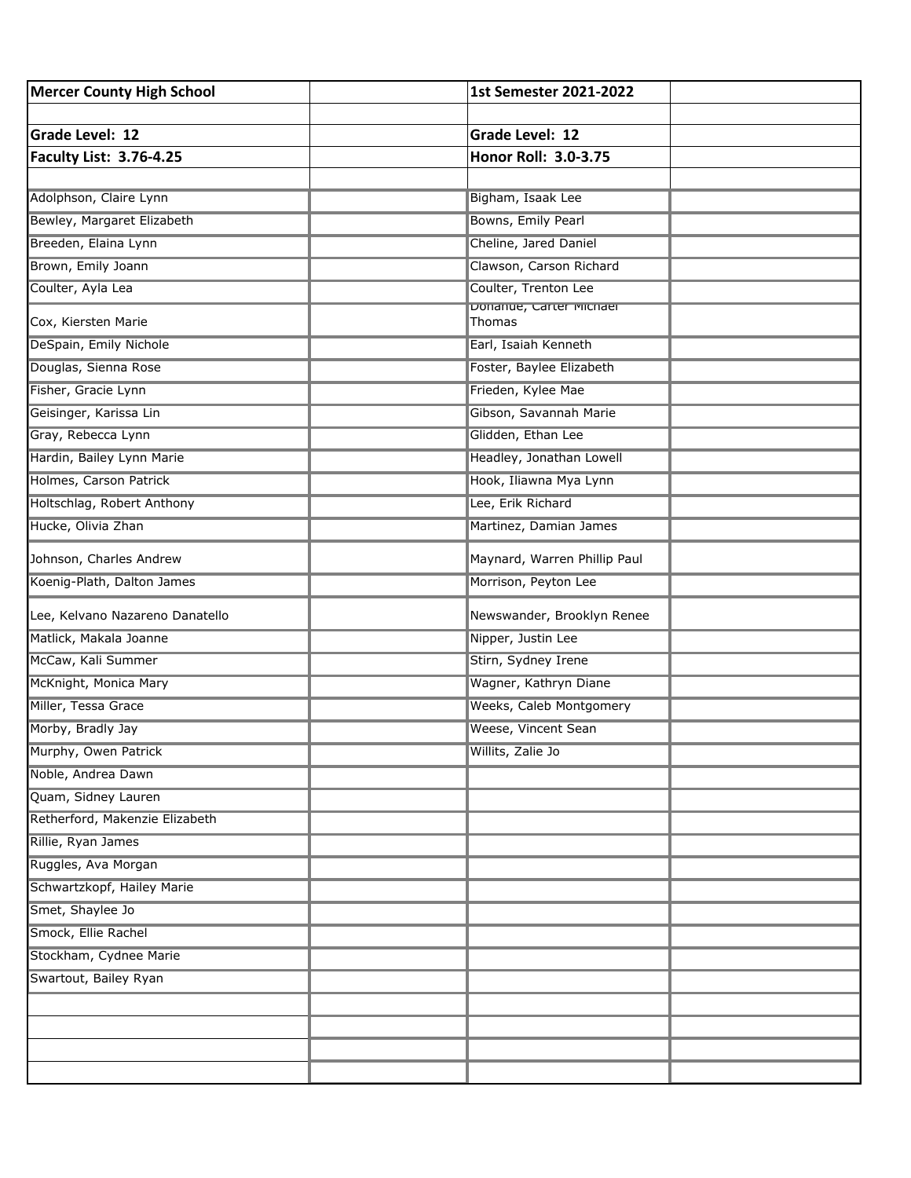| | | | |
|---|---|---|---|
| **Mercer County High School** | | **1st Semester 2021-2022** | |
| | | | |
| **Grade Level: 12** | | **Grade Level: 12** | |
| **Faculty List: 3.76-4.25** | | **Honor Roll: 3.0-3.75** | |
| | | | |
| Adolphson, Claire Lynn | | Bigham, Isaak Lee | |
| Bewley, Margaret Elizabeth | | Bowns, Emily Pearl | |
| Breeden, Elaina Lynn | | Cheline, Jared Daniel | |
| Brown, Emily Joann | | Clawson, Carson Richard | |
| Coulter, Ayla Lea | | Coulter, Trenton Lee | |
| Cox, Kiersten Marie | | Donahue, Carter Michael Thomas | |
| DeSpain, Emily Nichole | | Earl, Isaiah Kenneth | |
| Douglas, Sienna Rose | | Foster, Baylee Elizabeth | |
| Fisher, Gracie Lynn | | Frieden, Kylee Mae | |
| Geisinger, Karissa Lin | | Gibson, Savannah Marie | |
| Gray, Rebecca Lynn | | Glidden, Ethan Lee | |
| Hardin, Bailey Lynn Marie | | Headley, Jonathan Lowell | |
| Holmes, Carson Patrick | | Hook, Iliawna Mya Lynn | |
| Holtschlag, Robert Anthony | | Lee, Erik Richard | |
| Hucke, Olivia Zhan | | Martinez, Damian James | |
| Johnson, Charles Andrew | | Maynard, Warren Phillip Paul | |
| Koenig-Plath, Dalton James | | Morrison, Peyton Lee | |
| Lee, Kelvano Nazareno Danatello | | Newswander, Brooklyn Renee | |
| Matlick, Makala Joanne | | Nipper, Justin Lee | |
| McCaw, Kali Summer | | Stirn, Sydney Irene | |
| McKnight, Monica Mary | | Wagner, Kathryn Diane | |
| Miller, Tessa Grace | | Weeks, Caleb Montgomery | |
| Morby, Bradly Jay | | Weese, Vincent Sean | |
| Murphy, Owen Patrick | | Willits, Zalie Jo | |
| Noble, Andrea Dawn | | | |
| Quam, Sidney Lauren | | | |
| Retherford, Makenzie Elizabeth | | | |
| Rillie, Ryan James | | | |
| Ruggles, Ava Morgan | | | |
| Schwartzkopf, Hailey Marie | | | |
| Smet, Shaylee Jo | | | |
| Smock, Ellie Rachel | | | |
| Stockham, Cydnee Marie | | | |
| Swartout, Bailey Ryan | | | |
| | | | |
| | | | |
| | | | |
| | | | |